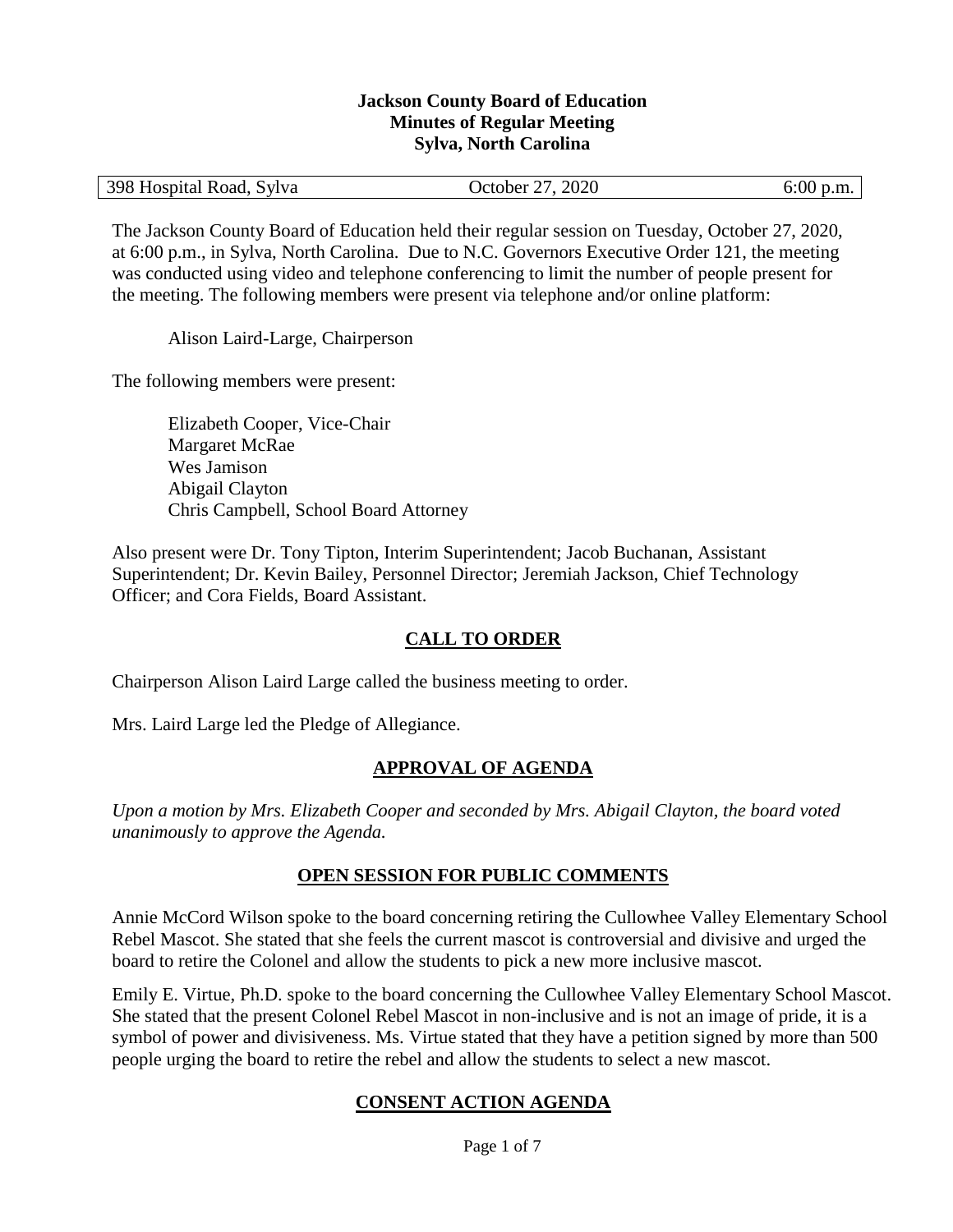# Jackson County Board of Education
## Minutes of Regular Meeting
## Sylva, North Carolina

| 398 Hospital Road, Sylva | October 27, 2020 | 6:00 p.m. |
| --- | --- | --- |

The Jackson County Board of Education held their regular session on Tuesday, October 27, 2020, at 6:00 p.m., in Sylva, North Carolina. Due to N.C. Governors Executive Order 121, the meeting was conducted using video and telephone conferencing to limit the number of people present for the meeting. The following members were present via telephone and/or online platform:

Alison Laird-Large, Chairperson

The following members were present:

Elizabeth Cooper, Vice-Chair
Margaret McRae
Wes Jamison
Abigail Clayton
Chris Campbell, School Board Attorney

Also present were Dr. Tony Tipton, Interim Superintendent; Jacob Buchanan, Assistant Superintendent; Dr. Kevin Bailey, Personnel Director; Jeremiah Jackson, Chief Technology Officer; and Cora Fields, Board Assistant.

## CALL TO ORDER

Chairperson Alison Laird Large called the business meeting to order.

Mrs. Laird Large led the Pledge of Allegiance.

## APPROVAL OF AGENDA

*Upon a motion by Mrs. Elizabeth Cooper and seconded by Mrs. Abigail Clayton, the board voted unanimously to approve the Agenda.*

## OPEN SESSION FOR PUBLIC COMMENTS

Annie McCord Wilson spoke to the board concerning retiring the Cullowhee Valley Elementary School Rebel Mascot. She stated that she feels the current mascot is controversial and divisive and urged the board to retire the Colonel and allow the students to pick a new more inclusive mascot.

Emily E. Virtue, Ph.D. spoke to the board concerning the Cullowhee Valley Elementary School Mascot. She stated that the present Colonel Rebel Mascot in non-inclusive and is not an image of pride, it is a symbol of power and divisiveness. Ms. Virtue stated that they have a petition signed by more than 500 people urging the board to retire the rebel and allow the students to select a new mascot.

## CONSENT ACTION AGENDA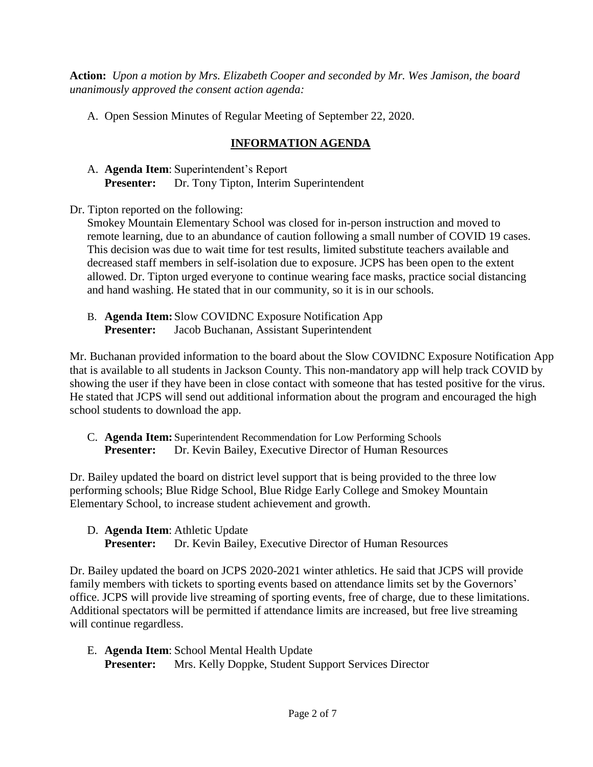**Action:** *Upon a motion by Mrs. Elizabeth Cooper and seconded by Mr. Wes Jamison, the board unanimously approved the consent action agenda:*

A. Open Session Minutes of Regular Meeting of September 22, 2020.

## INFORMATION AGENDA

A. **Agenda Item**: Superintendent's Report
   **Presenter:** Dr. Tony Tipton, Interim Superintendent

Dr. Tipton reported on the following:

Smokey Mountain Elementary School was closed for in-person instruction and moved to remote learning, due to an abundance of caution following a small number of COVID 19 cases. This decision was due to wait time for test results, limited substitute teachers available and decreased staff members in self-isolation due to exposure. JCPS has been open to the extent allowed. Dr. Tipton urged everyone to continue wearing face masks, practice social distancing and hand washing. He stated that in our community, so it is in our schools.

B. **Agenda Item:** Slow COVIDNC Exposure Notification App
   **Presenter:** Jacob Buchanan, Assistant Superintendent

Mr. Buchanan provided information to the board about the Slow COVIDNC Exposure Notification App that is available to all students in Jackson County. This non-mandatory app will help track COVID by showing the user if they have been in close contact with someone that has tested positive for the virus. He stated that JCPS will send out additional information about the program and encouraged the high school students to download the app.

C. **Agenda Item:** Superintendent Recommendation for Low Performing Schools
   **Presenter:** Dr. Kevin Bailey, Executive Director of Human Resources

Dr. Bailey updated the board on district level support that is being provided to the three low performing schools; Blue Ridge School, Blue Ridge Early College and Smokey Mountain Elementary School, to increase student achievement and growth.

D. **Agenda Item**: Athletic Update
   **Presenter:** Dr. Kevin Bailey, Executive Director of Human Resources

Dr. Bailey updated the board on JCPS 2020-2021 winter athletics. He said that JCPS will provide family members with tickets to sporting events based on attendance limits set by the Governors' office. JCPS will provide live streaming of sporting events, free of charge, due to these limitations. Additional spectators will be permitted if attendance limits are increased, but free live streaming will continue regardless.

E. **Agenda Item**: School Mental Health Update
   **Presenter:** Mrs. Kelly Doppke, Student Support Services Director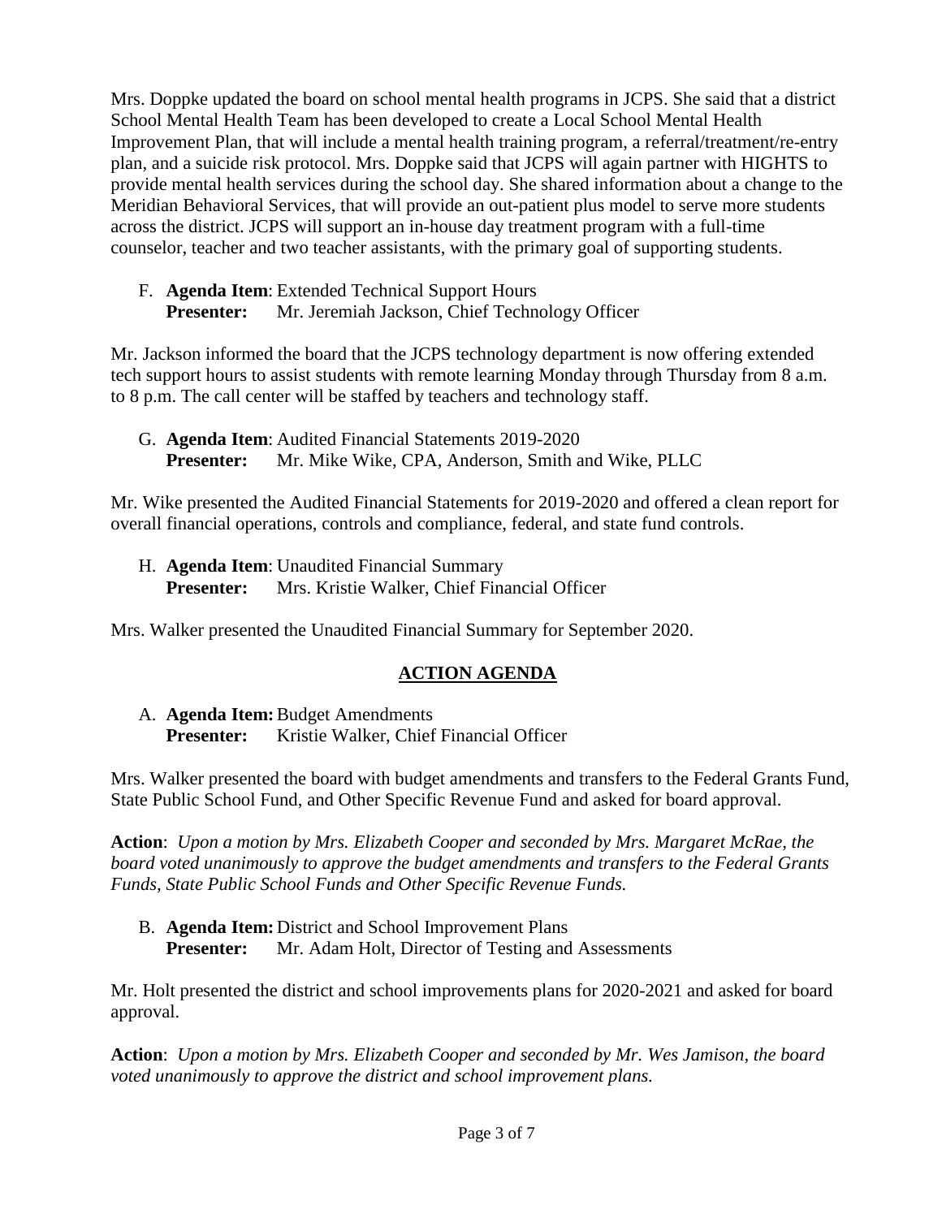Mrs. Doppke updated the board on school mental health programs in JCPS. She said that a district School Mental Health Team has been developed to create a Local School Mental Health Improvement Plan, that will include a mental health training program, a referral/treatment/re-entry plan, and a suicide risk protocol. Mrs. Doppke said that JCPS will again partner with HIGHTS to provide mental health services during the school day. She shared information about a change to the Meridian Behavioral Services, that will provide an out-patient plus model to serve more students across the district. JCPS will support an in-house day treatment program with a full-time counselor, teacher and two teacher assistants, with the primary goal of supporting students.

F. **Agenda Item**: Extended Technical Support Hours
   **Presenter:** Mr. Jeremiah Jackson, Chief Technology Officer

Mr. Jackson informed the board that the JCPS technology department is now offering extended tech support hours to assist students with remote learning Monday through Thursday from 8 a.m. to 8 p.m. The call center will be staffed by teachers and technology staff.

G. **Agenda Item**: Audited Financial Statements 2019-2020
   **Presenter:** Mr. Mike Wike, CPA, Anderson, Smith and Wike, PLLC

Mr. Wike presented the Audited Financial Statements for 2019-2020 and offered a clean report for overall financial operations, controls and compliance, federal, and state fund controls.

H. **Agenda Item**: Unaudited Financial Summary
   **Presenter:** Mrs. Kristie Walker, Chief Financial Officer

Mrs. Walker presented the Unaudited Financial Summary for September 2020.

## ACTION AGENDA

A. **Agenda Item:** Budget Amendments
   **Presenter:** Kristie Walker, Chief Financial Officer

Mrs. Walker presented the board with budget amendments and transfers to the Federal Grants Fund, State Public School Fund, and Other Specific Revenue Fund and asked for board approval.

**Action**: *Upon a motion by Mrs. Elizabeth Cooper and seconded by Mrs. Margaret McRae, the board voted unanimously to approve the budget amendments and transfers to the Federal Grants Funds, State Public School Funds and Other Specific Revenue Funds.*

B. **Agenda Item:** District and School Improvement Plans
   **Presenter:** Mr. Adam Holt, Director of Testing and Assessments

Mr. Holt presented the district and school improvements plans for 2020-2021 and asked for board approval.

**Action**: *Upon a motion by Mrs. Elizabeth Cooper and seconded by Mr. Wes Jamison, the board voted unanimously to approve the district and school improvement plans.*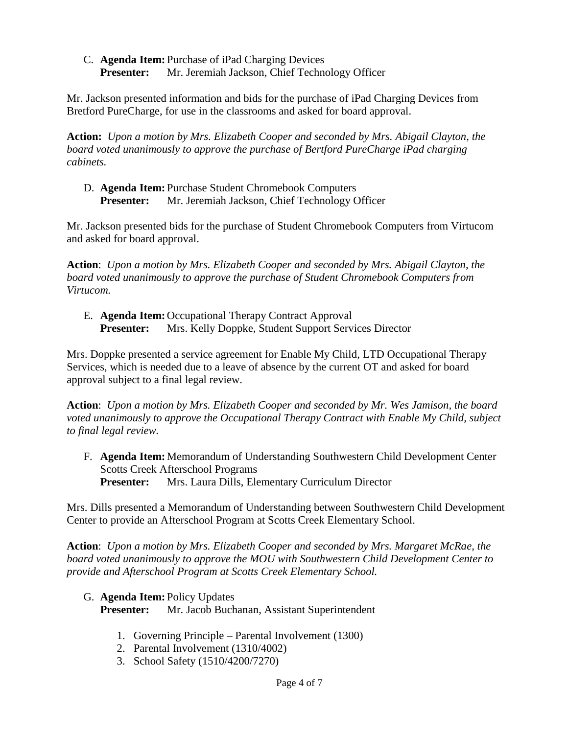C. **Agenda Item:** Purchase of iPad Charging Devices
**Presenter:** Mr. Jeremiah Jackson, Chief Technology Officer

Mr. Jackson presented information and bids for the purchase of iPad Charging Devices from Bretford PureCharge, for use in the classrooms and asked for board approval.

**Action:** *Upon a motion by Mrs. Elizabeth Cooper and seconded by Mrs. Abigail Clayton, the board voted unanimously to approve the purchase of Bertford PureCharge iPad charging cabinets.*

D. **Agenda Item:** Purchase Student Chromebook Computers
**Presenter:** Mr. Jeremiah Jackson, Chief Technology Officer

Mr. Jackson presented bids for the purchase of Student Chromebook Computers from Virtucom and asked for board approval.

**Action**: *Upon a motion by Mrs. Elizabeth Cooper and seconded by Mrs. Abigail Clayton, the board voted unanimously to approve the purchase of Student Chromebook Computers from Virtucom.*

E. **Agenda Item:** Occupational Therapy Contract Approval
**Presenter:** Mrs. Kelly Doppke, Student Support Services Director

Mrs. Doppke presented a service agreement for Enable My Child, LTD Occupational Therapy Services, which is needed due to a leave of absence by the current OT and asked for board approval subject to a final legal review.

**Action**: *Upon a motion by Mrs. Elizabeth Cooper and seconded by Mr. Wes Jamison, the board voted unanimously to approve the Occupational Therapy Contract with Enable My Child, subject to final legal review.*

F. **Agenda Item:** Memorandum of Understanding Southwestern Child Development Center Scotts Creek Afterschool Programs
**Presenter:** Mrs. Laura Dills, Elementary Curriculum Director

Mrs. Dills presented a Memorandum of Understanding between Southwestern Child Development Center to provide an Afterschool Program at Scotts Creek Elementary School.

**Action**: *Upon a motion by Mrs. Elizabeth Cooper and seconded by Mrs. Margaret McRae, the board voted unanimously to approve the MOU with Southwestern Child Development Center to provide and Afterschool Program at Scotts Creek Elementary School.*

G. **Agenda Item:** Policy Updates
**Presenter:** Mr. Jacob Buchanan, Assistant Superintendent

1. Governing Principle – Parental Involvement (1300)
2. Parental Involvement (1310/4002)
3. School Safety (1510/4200/7270)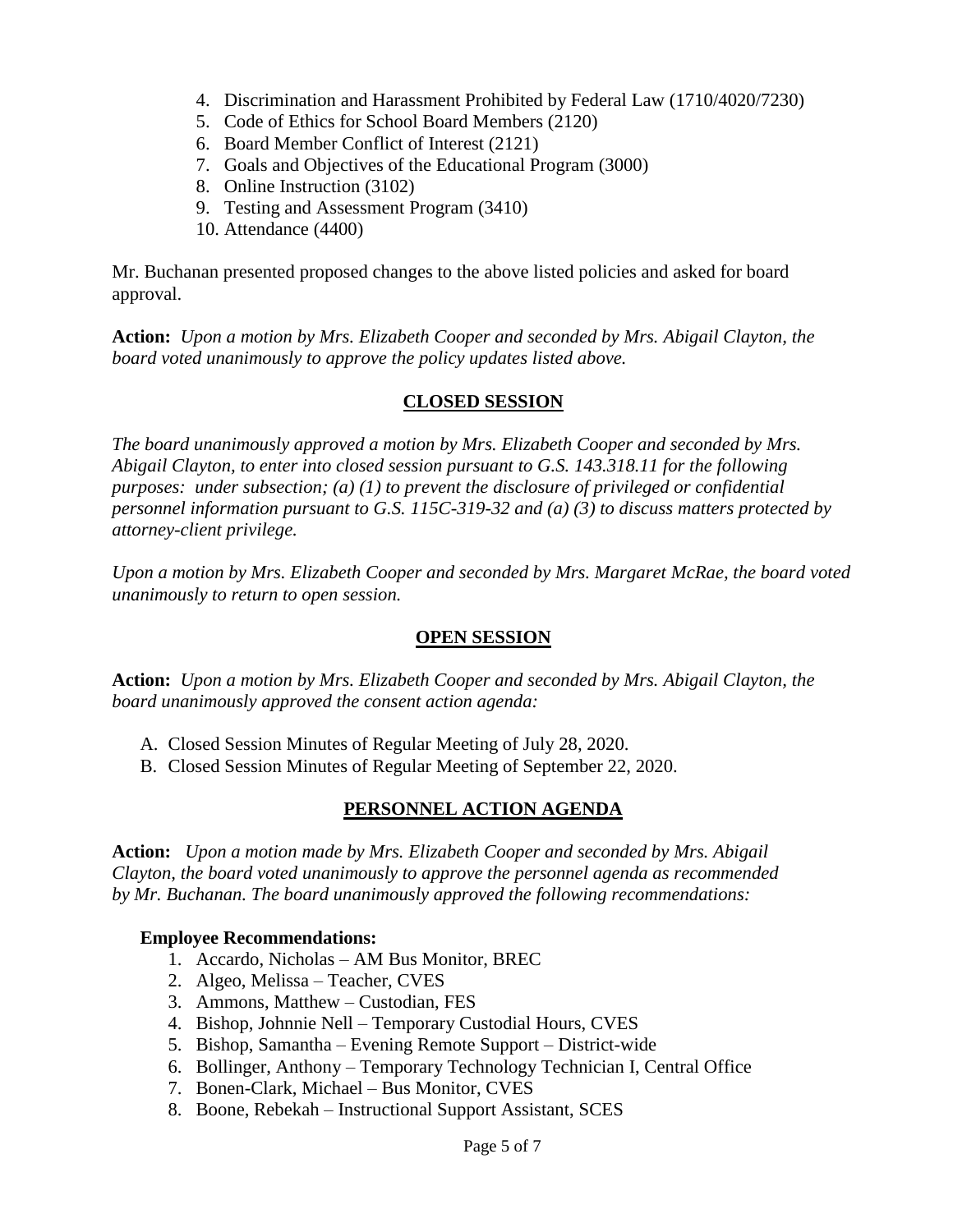4. Discrimination and Harassment Prohibited by Federal Law (1710/4020/7230)
5. Code of Ethics for School Board Members (2120)
6. Board Member Conflict of Interest (2121)
7. Goals and Objectives of the Educational Program (3000)
8. Online Instruction (3102)
9. Testing and Assessment Program (3410)
10. Attendance (4400)

Mr. Buchanan presented proposed changes to the above listed policies and asked for board approval.

**Action:** *Upon a motion by Mrs. Elizabeth Cooper and seconded by Mrs. Abigail Clayton, the board voted unanimously to approve the policy updates listed above.*

## CLOSED SESSION

*The board unanimously approved a motion by Mrs. Elizabeth Cooper and seconded by Mrs. Abigail Clayton, to enter into closed session pursuant to G.S. 143.318.11 for the following purposes: under subsection; (a) (1) to prevent the disclosure of privileged or confidential personnel information pursuant to G.S. 115C-319-32 and (a) (3) to discuss matters protected by attorney-client privilege.*

*Upon a motion by Mrs. Elizabeth Cooper and seconded by Mrs. Margaret McRae, the board voted unanimously to return to open session.*

## OPEN SESSION

**Action:** *Upon a motion by Mrs. Elizabeth Cooper and seconded by Mrs. Abigail Clayton, the board unanimously approved the consent action agenda:*

A. Closed Session Minutes of Regular Meeting of July 28, 2020.
B. Closed Session Minutes of Regular Meeting of September 22, 2020.

## PERSONNEL ACTION AGENDA

**Action:** *Upon a motion made by Mrs. Elizabeth Cooper and seconded by Mrs. Abigail Clayton, the board voted unanimously to approve the personnel agenda as recommended by Mr. Buchanan. The board unanimously approved the following recommendations:*

**Employee Recommendations:**

1. Accardo, Nicholas – AM Bus Monitor, BREC
2. Algeo, Melissa – Teacher, CVES
3. Ammons, Matthew – Custodian, FES
4. Bishop, Johnnie Nell – Temporary Custodial Hours, CVES
5. Bishop, Samantha – Evening Remote Support – District-wide
6. Bollinger, Anthony – Temporary Technology Technician I, Central Office
7. Bonen-Clark, Michael – Bus Monitor, CVES
8. Boone, Rebekah – Instructional Support Assistant, SCES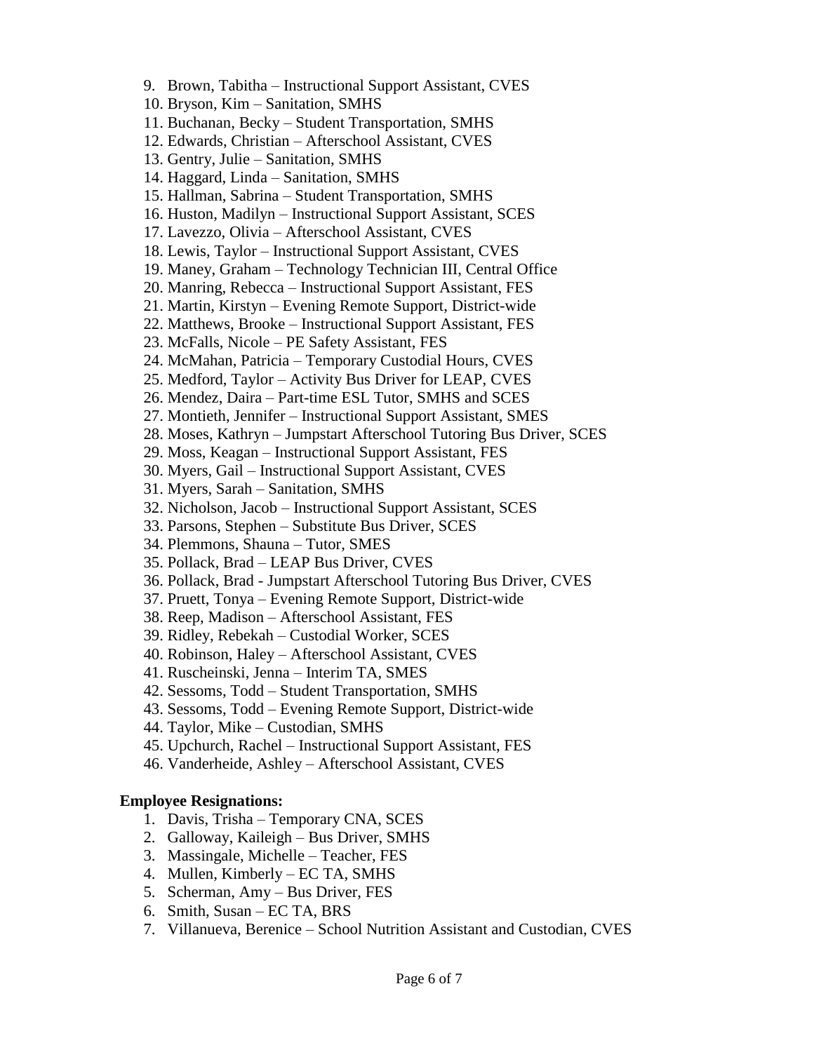9. Brown, Tabitha – Instructional Support Assistant, CVES
10. Bryson, Kim – Sanitation, SMHS
11. Buchanan, Becky – Student Transportation, SMHS
12. Edwards, Christian – Afterschool Assistant, CVES
13. Gentry, Julie – Sanitation, SMHS
14. Haggard, Linda – Sanitation, SMHS
15. Hallman, Sabrina – Student Transportation, SMHS
16. Huston, Madilyn – Instructional Support Assistant, SCES
17. Lavezzo, Olivia – Afterschool Assistant, CVES
18. Lewis, Taylor – Instructional Support Assistant, CVES
19. Maney, Graham – Technology Technician III, Central Office
20. Manring, Rebecca – Instructional Support Assistant, FES
21. Martin, Kirstyn – Evening Remote Support, District-wide
22. Matthews, Brooke – Instructional Support Assistant, FES
23. McFalls, Nicole – PE Safety Assistant, FES
24. McMahan, Patricia – Temporary Custodial Hours, CVES
25. Medford, Taylor – Activity Bus Driver for LEAP, CVES
26. Mendez, Daira – Part-time ESL Tutor, SMHS and SCES
27. Montieth, Jennifer – Instructional Support Assistant, SMES
28. Moses, Kathryn – Jumpstart Afterschool Tutoring Bus Driver, SCES
29. Moss, Keagan – Instructional Support Assistant, FES
30. Myers, Gail – Instructional Support Assistant, CVES
31. Myers, Sarah – Sanitation, SMHS
32. Nicholson, Jacob – Instructional Support Assistant, SCES
33. Parsons, Stephen – Substitute Bus Driver, SCES
34. Plemmons, Shauna – Tutor, SMES
35. Pollack, Brad – LEAP Bus Driver, CVES
36. Pollack, Brad - Jumpstart Afterschool Tutoring Bus Driver, CVES
37. Pruett, Tonya – Evening Remote Support, District-wide
38. Reep, Madison – Afterschool Assistant, FES
39. Ridley, Rebekah – Custodial Worker, SCES
40. Robinson, Haley – Afterschool Assistant, CVES
41. Ruscheinski, Jenna – Interim TA, SMES
42. Sessoms, Todd – Student Transportation, SMHS
43. Sessoms, Todd – Evening Remote Support, District-wide
44. Taylor, Mike – Custodian, SMHS
45. Upchurch, Rachel – Instructional Support Assistant, FES
46. Vanderheide, Ashley – Afterschool Assistant, CVES

**Employee Resignations:**

1. Davis, Trisha – Temporary CNA, SCES
2. Galloway, Kaileigh – Bus Driver, SMHS
3. Massingale, Michelle – Teacher, FES
4. Mullen, Kimberly – EC TA, SMHS
5. Scherman, Amy – Bus Driver, FES
6. Smith, Susan – EC TA, BRS
7. Villanueva, Berenice – School Nutrition Assistant and Custodian, CVES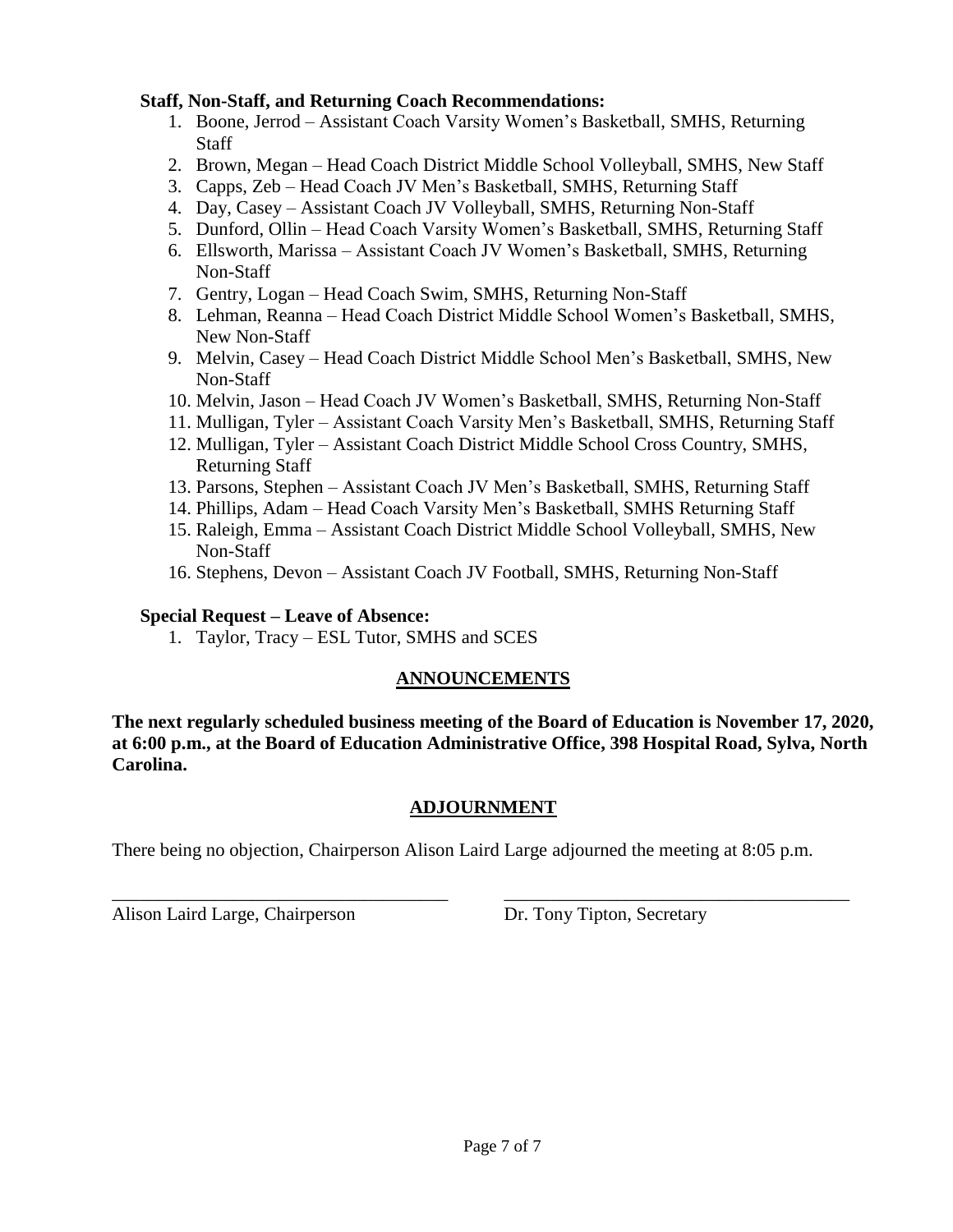**Staff, Non-Staff, and Returning Coach Recommendations:**

1. Boone, Jerrod – Assistant Coach Varsity Women's Basketball, SMHS, Returning Staff
2. Brown, Megan – Head Coach District Middle School Volleyball, SMHS, New Staff
3. Capps, Zeb – Head Coach JV Men's Basketball, SMHS, Returning Staff
4. Day, Casey – Assistant Coach JV Volleyball, SMHS, Returning Non-Staff
5. Dunford, Ollin – Head Coach Varsity Women's Basketball, SMHS, Returning Staff
6. Ellsworth, Marissa – Assistant Coach JV Women's Basketball, SMHS, Returning Non-Staff
7. Gentry, Logan – Head Coach Swim, SMHS, Returning Non-Staff
8. Lehman, Reanna – Head Coach District Middle School Women's Basketball, SMHS, New Non-Staff
9. Melvin, Casey – Head Coach District Middle School Men's Basketball, SMHS, New Non-Staff
10. Melvin, Jason – Head Coach JV Women's Basketball, SMHS, Returning Non-Staff
11. Mulligan, Tyler – Assistant Coach Varsity Men's Basketball, SMHS, Returning Staff
12. Mulligan, Tyler – Assistant Coach District Middle School Cross Country, SMHS, Returning Staff
13. Parsons, Stephen – Assistant Coach JV Men's Basketball, SMHS, Returning Staff
14. Phillips, Adam – Head Coach Varsity Men's Basketball, SMHS Returning Staff
15. Raleigh, Emma – Assistant Coach District Middle School Volleyball, SMHS, New Non-Staff
16. Stephens, Devon – Assistant Coach JV Football, SMHS, Returning Non-Staff

**Special Request – Leave of Absence:**

1. Taylor, Tracy – ESL Tutor, SMHS and SCES

## ANNOUNCEMENTS

**The next regularly scheduled business meeting of the Board of Education is November 17, 2020, at 6:00 p.m., at the Board of Education Administrative Office, 398 Hospital Road, Sylva, North Carolina.**

## ADJOURNMENT

There being no objection, Chairperson Alison Laird Large adjourned the meeting at 8:05 p.m.

_____________________________________ _____________________________________

Alison Laird Large, Chairperson Dr. Tony Tipton, Secretary